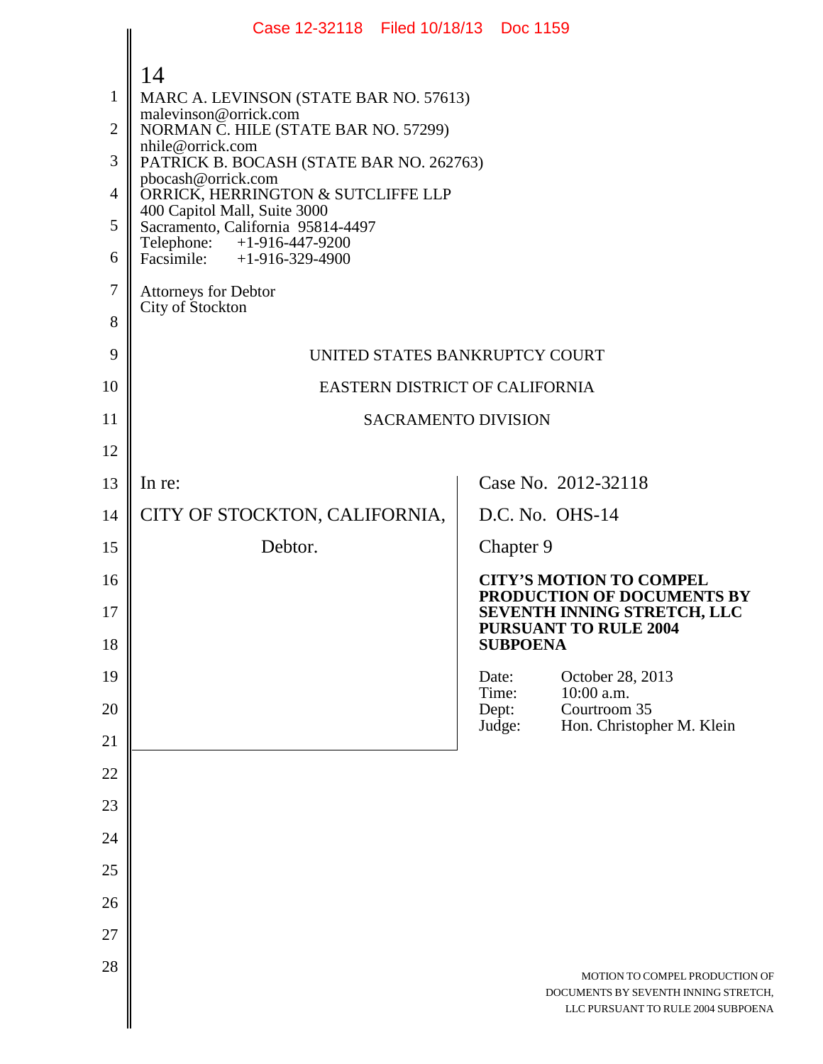14

MARC A. LEVINSON (STATE BAR NO. 57613)
malevinson@orrick.com
NORMAN C. HILE (STATE BAR NO. 57299)
nhile@orrick.com
PATRICK B. BOCASH (STATE BAR NO. 262763)
pbocash@orrick.com
ORRICK, HERRINGTON & SUTCLIFFE LLP
400 Capitol Mall, Suite 3000
Sacramento, California 95814-4497
Telephone: +1-916-447-9200
Facsimile: +1-916-329-4900

Attorneys for Debtor
City of Stockton

UNITED STATES BANKRUPTCY COURT

EASTERN DISTRICT OF CALIFORNIA

SACRAMENTO DIVISION

| | |
|---|---|
| In re: | Case No. 2012-32118 |
| CITY OF STOCKTON, CALIFORNIA, | D.C. No. OHS-14 |
| Debtor. | Chapter 9 |
| | **CITY'S MOTION TO COMPEL PRODUCTION OF DOCUMENTS BY SEVENTH INNING STRETCH, LLC PURSUANT TO RULE 2004 SUBPOENA** |
| | Date: October 28, 2013<br>Time: 10:00 a.m.<br>Dept: Courtroom 35<br>Judge: Hon. Christopher M. Klein |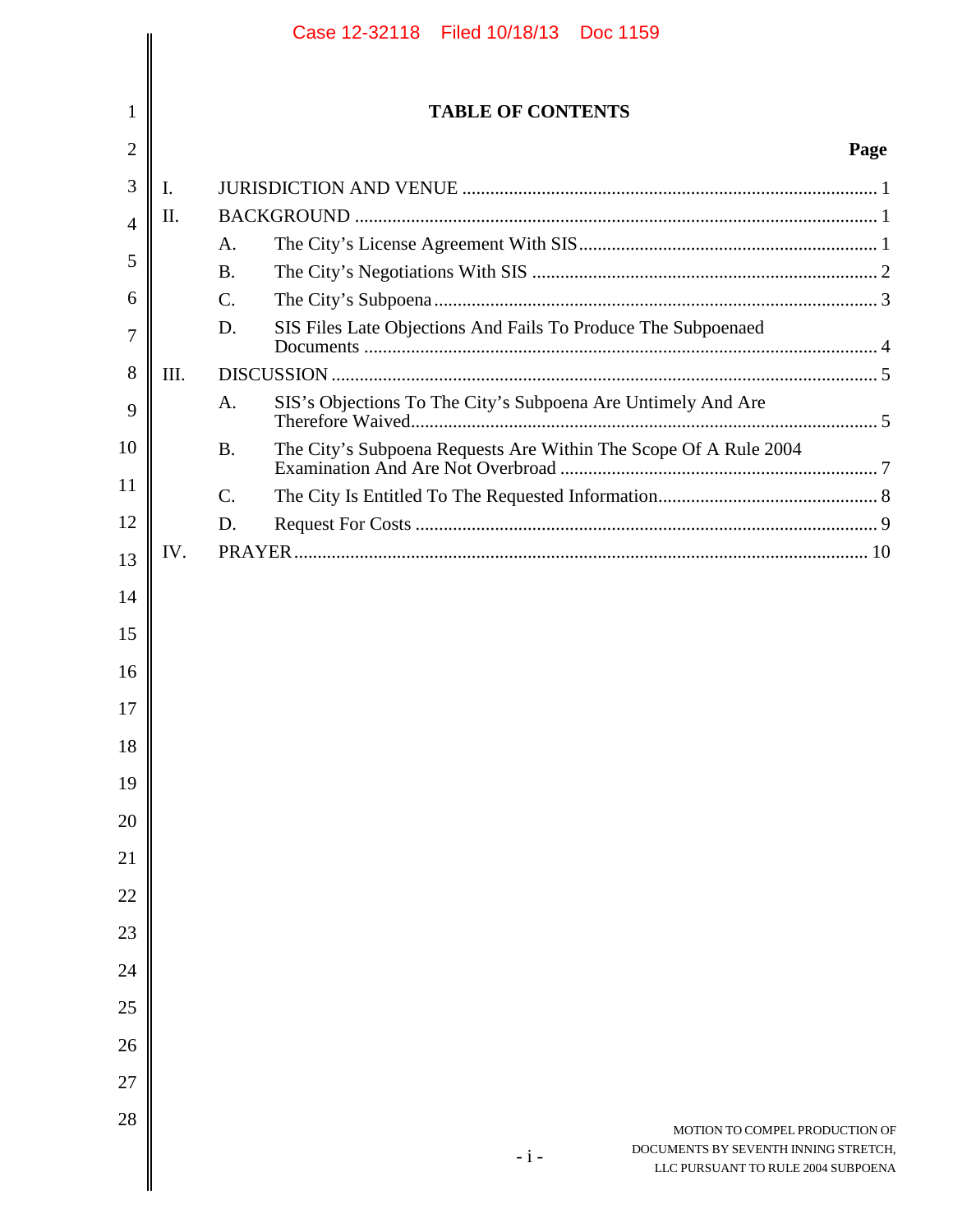# TABLE OF CONTENTS

| | | Page |
|---|---|---|
| I. | JURISDICTION AND VENUE | 1 |
| II. | BACKGROUND | 1 |
| | A. The City's License Agreement With SIS | 1 |
| | B. The City's Negotiations With SIS | 2 |
| | C. The City's Subpoena | 3 |
| | D. SIS Files Late Objections And Fails To Produce The Subpoenaed Documents | 4 |
| III. | DISCUSSION | 5 |
| | A. SIS's Objections To The City's Subpoena Are Untimely And Are Therefore Waived | 5 |
| | B. The City's Subpoena Requests Are Within The Scope Of A Rule 2004 Examination And Are Not Overbroad | 7 |
| | C. The City Is Entitled To The Requested Information | 8 |
| | D. Request For Costs | 9 |
| IV. | PRAYER | 10 |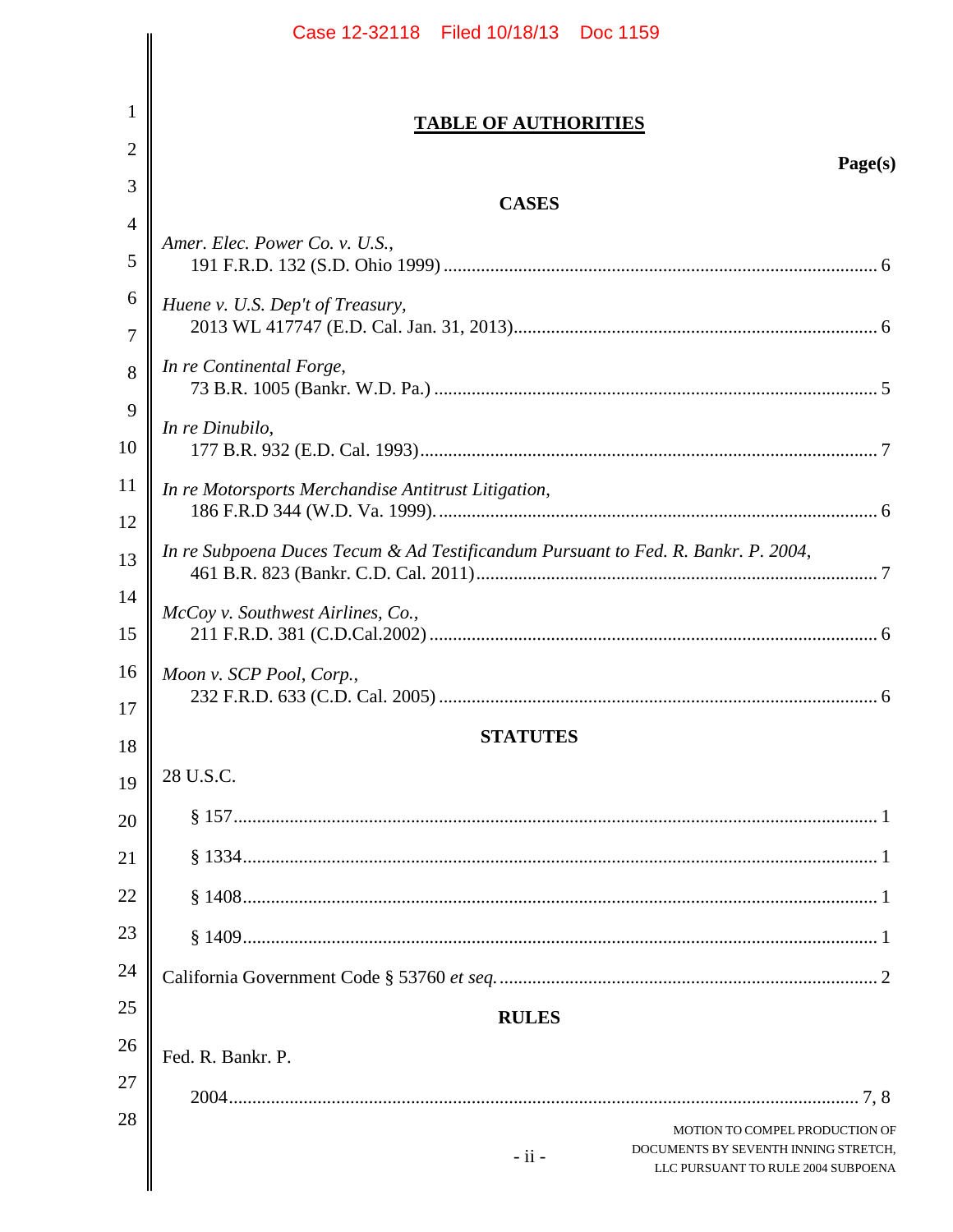# TABLE OF AUTHORITIES

**Page(s)**

## CASES

*Amer. Elec. Power Co. v. U.S.*,
191 F.R.D. 132 (S.D. Ohio 1999) ..... 6

*Huene v. U.S. Dep't of Treasury*,
2013 WL 417747 (E.D. Cal. Jan. 31, 2013) ..... 6

*In re Continental Forge*,
73 B.R. 1005 (Bankr. W.D. Pa.) ..... 5

*In re Dinubilo*,
177 B.R. 932 (E.D. Cal. 1993) ..... 7

*In re Motorsports Merchandise Antitrust Litigation*,
186 F.R.D 344 (W.D. Va. 1999). ..... 6

*In re Subpoena Duces Tecum & Ad Testificandum Pursuant to Fed. R. Bankr. P. 2004*,
461 B.R. 823 (Bankr. C.D. Cal. 2011) ..... 7

*McCoy v. Southwest Airlines, Co.*,
211 F.R.D. 381 (C.D.Cal.2002) ..... 6

*Moon v. SCP Pool, Corp.*,
232 F.R.D. 633 (C.D. Cal. 2005) ..... 6

## STATUTES

28 U.S.C.

§ 157 ..... 1

§ 1334 ..... 1

§ 1408 ..... 1

§ 1409 ..... 1

California Government Code § 53760 *et seq.* ..... 2

## RULES

Fed. R. Bankr. P.

2004 ..... 7, 8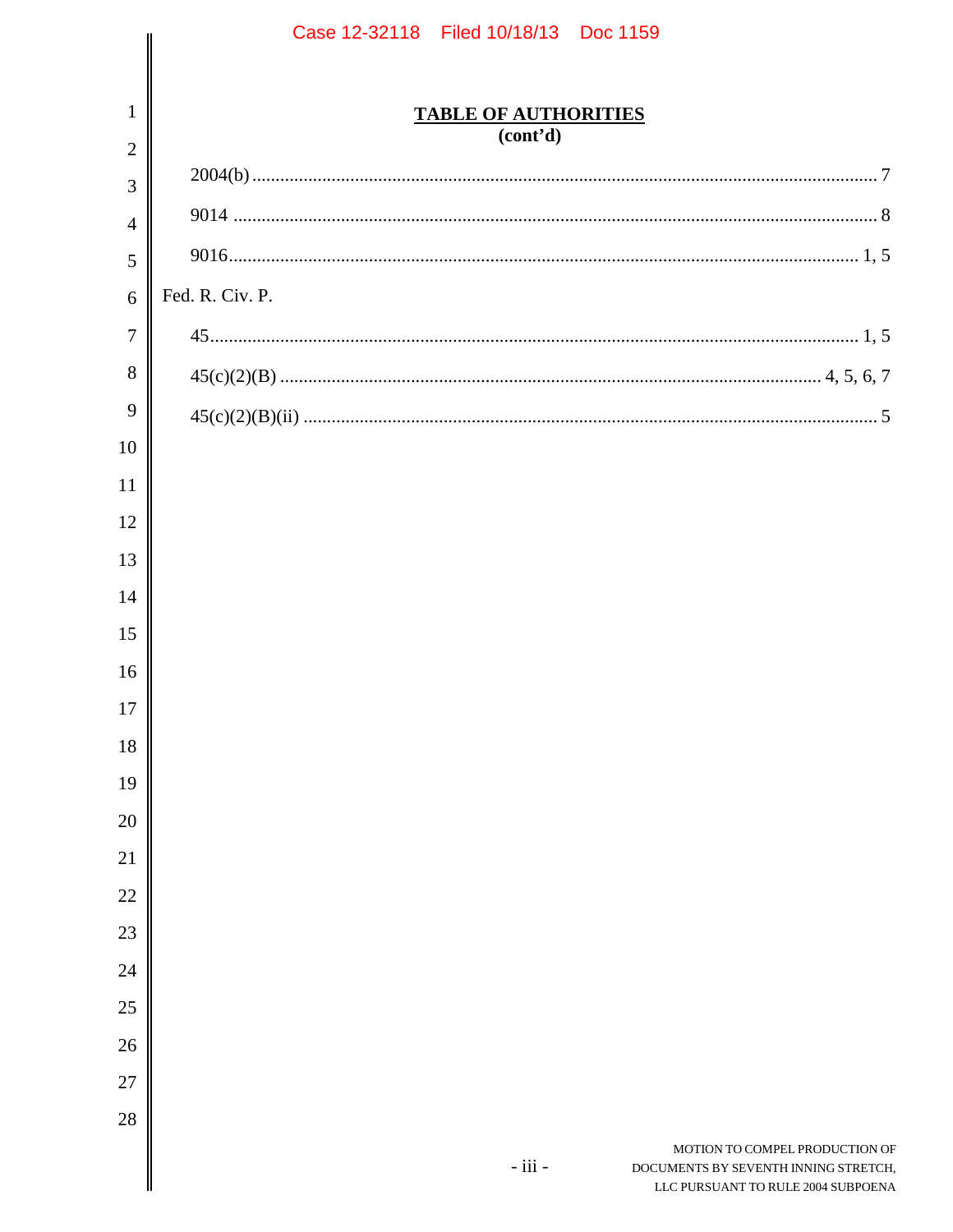## TABLE OF AUTHORITIES
**(cont'd)**

2004(b) .......... 7

9014 .......... 8

9016 .......... 1, 5

Fed. R. Civ. P.

45 .......... 1, 5

45(c)(2)(B) .......... 4, 5, 6, 7

45(c)(2)(B)(ii) .......... 5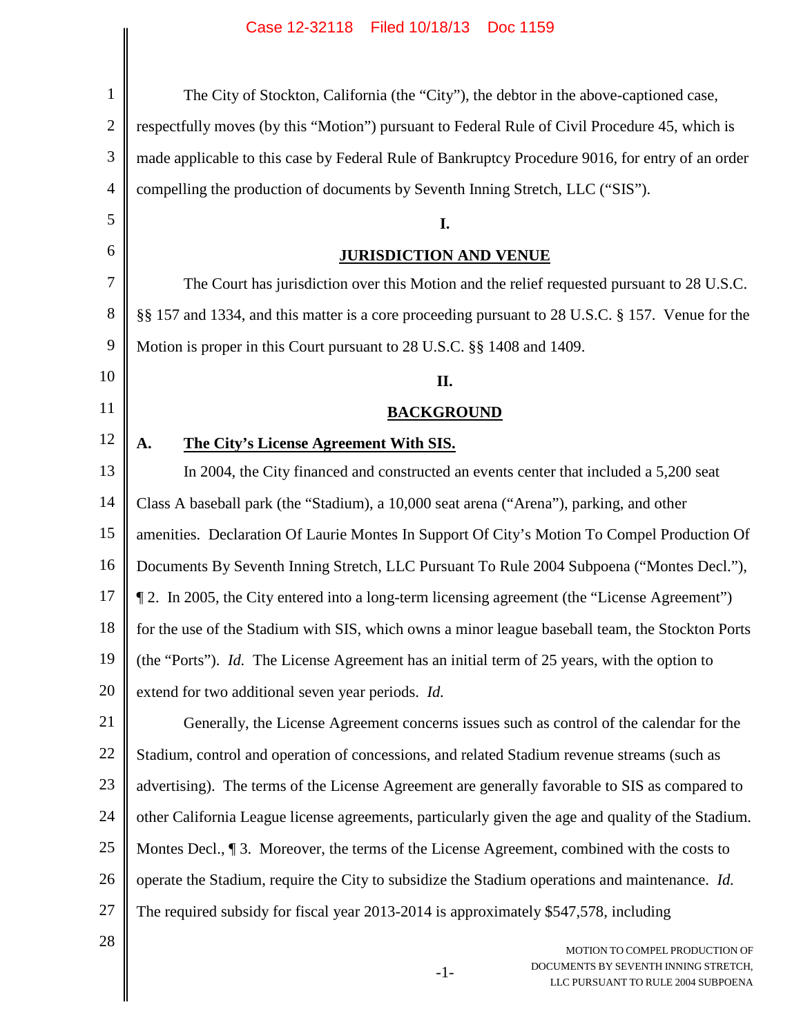The City of Stockton, California (the "City"), the debtor in the above-captioned case, respectfully moves (by this "Motion") pursuant to Federal Rule of Civil Procedure 45, which is made applicable to this case by Federal Rule of Bankruptcy Procedure 9016, for entry of an order compelling the production of documents by Seventh Inning Stretch, LLC ("SIS").

## I.

## JURISDICTION AND VENUE

The Court has jurisdiction over this Motion and the relief requested pursuant to 28 U.S.C. §§ 157 and 1334, and this matter is a core proceeding pursuant to 28 U.S.C. § 157. Venue for the Motion is proper in this Court pursuant to 28 U.S.C. §§ 1408 and 1409.

## II.

## BACKGROUND

### A. The City's License Agreement With SIS.

In 2004, the City financed and constructed an events center that included a 5,200 seat Class A baseball park (the "Stadium), a 10,000 seat arena ("Arena"), parking, and other amenities. Declaration Of Laurie Montes In Support Of City's Motion To Compel Production Of Documents By Seventh Inning Stretch, LLC Pursuant To Rule 2004 Subpoena ("Montes Decl."), ¶ 2. In 2005, the City entered into a long-term licensing agreement (the "License Agreement") for the use of the Stadium with SIS, which owns a minor league baseball team, the Stockton Ports (the "Ports"). *Id.* The License Agreement has an initial term of 25 years, with the option to extend for two additional seven year periods. *Id.*

Generally, the License Agreement concerns issues such as control of the calendar for the Stadium, control and operation of concessions, and related Stadium revenue streams (such as advertising). The terms of the License Agreement are generally favorable to SIS as compared to other California League license agreements, particularly given the age and quality of the Stadium. Montes Decl., ¶ 3. Moreover, the terms of the License Agreement, combined with the costs to operate the Stadium, require the City to subsidize the Stadium operations and maintenance. *Id.* The required subsidy for fiscal year 2013-2014 is approximately $547,578, including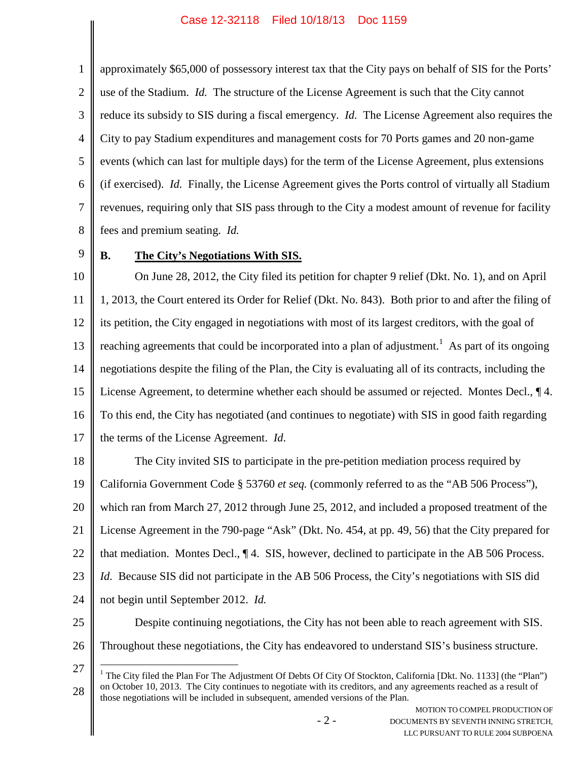approximately $65,000 of possessory interest tax that the City pays on behalf of SIS for the Ports' use of the Stadium. *Id.* The structure of the License Agreement is such that the City cannot reduce its subsidy to SIS during a fiscal emergency. *Id.* The License Agreement also requires the City to pay Stadium expenditures and management costs for 70 Ports games and 20 non-game events (which can last for multiple days) for the term of the License Agreement, plus extensions (if exercised). *Id.* Finally, the License Agreement gives the Ports control of virtually all Stadium revenues, requiring only that SIS pass through to the City a modest amount of revenue for facility fees and premium seating. *Id.*

### B. The City's Negotiations With SIS.

On June 28, 2012, the City filed its petition for chapter 9 relief (Dkt. No. 1), and on April 1, 2013, the Court entered its Order for Relief (Dkt. No. 843). Both prior to and after the filing of its petition, the City engaged in negotiations with most of its largest creditors, with the goal of reaching agreements that could be incorporated into a plan of adjustment.[1] As part of its ongoing negotiations despite the filing of the Plan, the City is evaluating all of its contracts, including the License Agreement, to determine whether each should be assumed or rejected. Montes Decl., ¶ 4. To this end, the City has negotiated (and continues to negotiate) with SIS in good faith regarding the terms of the License Agreement. *Id.*

The City invited SIS to participate in the pre-petition mediation process required by California Government Code § 53760 *et seq.* (commonly referred to as the "AB 506 Process"), which ran from March 27, 2012 through June 25, 2012, and included a proposed treatment of the License Agreement in the 790-page "Ask" (Dkt. No. 454, at pp. 49, 56) that the City prepared for that mediation. Montes Decl., ¶ 4. SIS, however, declined to participate in the AB 506 Process. *Id.* Because SIS did not participate in the AB 506 Process, the City's negotiations with SIS did not begin until September 2012. *Id.*

Despite continuing negotiations, the City has not been able to reach agreement with SIS. Throughout these negotiations, the City has endeavored to understand SIS's business structure.

---

[1] The City filed the Plan For The Adjustment Of Debts Of City Of Stockton, California [Dkt. No. 1133] (the "Plan") on October 10, 2013. The City continues to negotiate with its creditors, and any agreements reached as a result of those negotiations will be included in subsequent, amended versions of the Plan.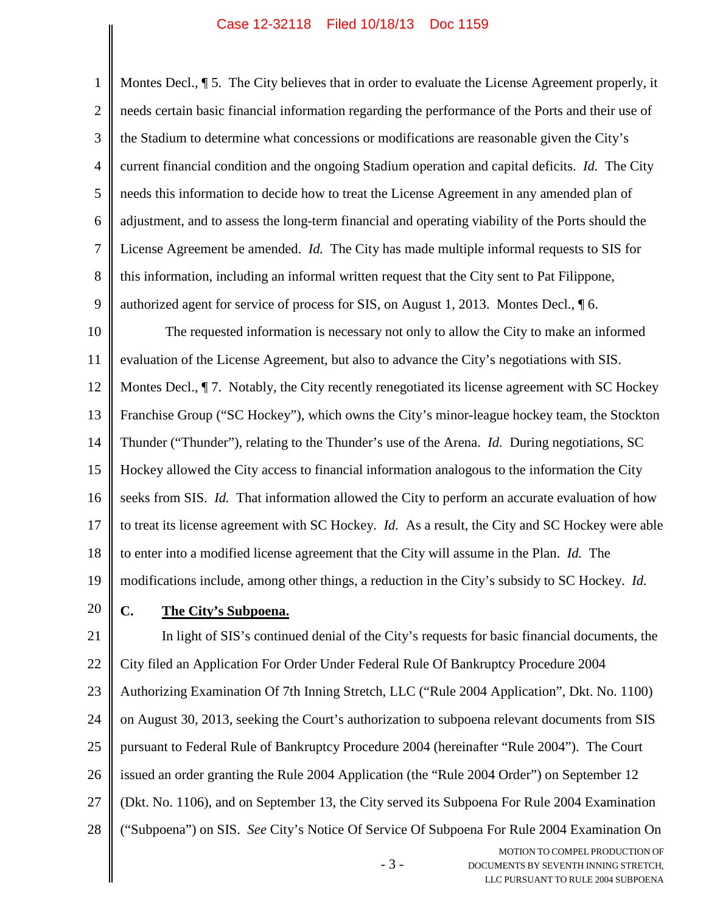Montes Decl., ¶ 5. The City believes that in order to evaluate the License Agreement properly, it needs certain basic financial information regarding the performance of the Ports and their use of the Stadium to determine what concessions or modifications are reasonable given the City's current financial condition and the ongoing Stadium operation and capital deficits. *Id.* The City needs this information to decide how to treat the License Agreement in any amended plan of adjustment, and to assess the long-term financial and operating viability of the Ports should the License Agreement be amended. *Id.* The City has made multiple informal requests to SIS for this information, including an informal written request that the City sent to Pat Filippone, authorized agent for service of process for SIS, on August 1, 2013. Montes Decl., ¶ 6.

The requested information is necessary not only to allow the City to make an informed evaluation of the License Agreement, but also to advance the City's negotiations with SIS. Montes Decl., ¶ 7. Notably, the City recently renegotiated its license agreement with SC Hockey Franchise Group ("SC Hockey"), which owns the City's minor-league hockey team, the Stockton Thunder ("Thunder"), relating to the Thunder's use of the Arena. *Id.* During negotiations, SC Hockey allowed the City access to financial information analogous to the information the City seeks from SIS. *Id.* That information allowed the City to perform an accurate evaluation of how to treat its license agreement with SC Hockey. *Id.* As a result, the City and SC Hockey were able to enter into a modified license agreement that the City will assume in the Plan. *Id.* The modifications include, among other things, a reduction in the City's subsidy to SC Hockey. *Id.*

### C. The City's Subpoena.

In light of SIS's continued denial of the City's requests for basic financial documents, the City filed an Application For Order Under Federal Rule Of Bankruptcy Procedure 2004 Authorizing Examination Of 7th Inning Stretch, LLC ("Rule 2004 Application", Dkt. No. 1100) on August 30, 2013, seeking the Court's authorization to subpoena relevant documents from SIS pursuant to Federal Rule of Bankruptcy Procedure 2004 (hereinafter "Rule 2004"). The Court issued an order granting the Rule 2004 Application (the "Rule 2004 Order") on September 12 (Dkt. No. 1106), and on September 13, the City served its Subpoena For Rule 2004 Examination ("Subpoena") on SIS. *See* City's Notice Of Service Of Subpoena For Rule 2004 Examination On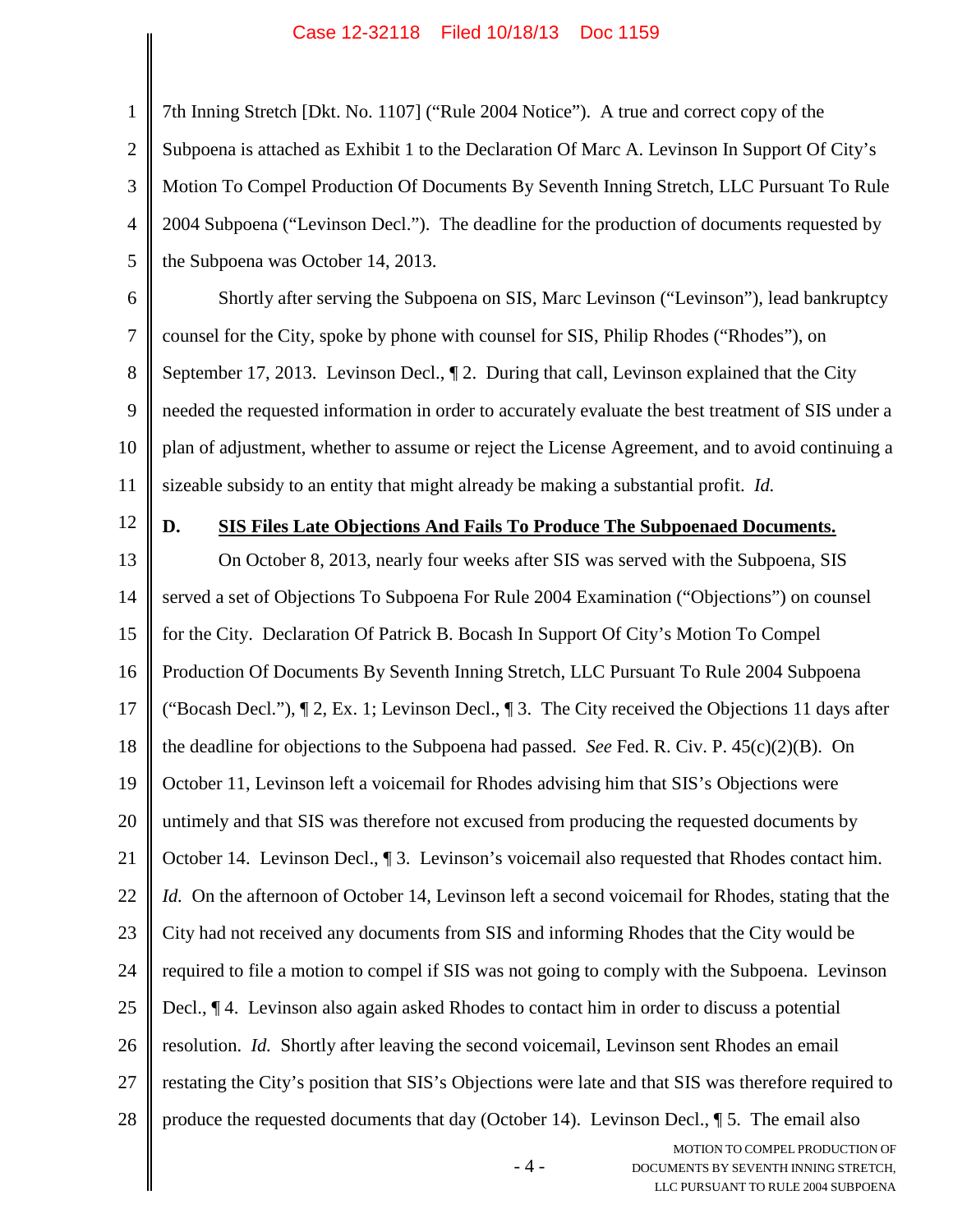7th Inning Stretch [Dkt. No. 1107] ("Rule 2004 Notice"). A true and correct copy of the Subpoena is attached as Exhibit 1 to the Declaration Of Marc A. Levinson In Support Of City's Motion To Compel Production Of Documents By Seventh Inning Stretch, LLC Pursuant To Rule 2004 Subpoena ("Levinson Decl."). The deadline for the production of documents requested by the Subpoena was October 14, 2013.

Shortly after serving the Subpoena on SIS, Marc Levinson ("Levinson"), lead bankruptcy counsel for the City, spoke by phone with counsel for SIS, Philip Rhodes ("Rhodes"), on September 17, 2013. Levinson Decl., ¶ 2. During that call, Levinson explained that the City needed the requested information in order to accurately evaluate the best treatment of SIS under a plan of adjustment, whether to assume or reject the License Agreement, and to avoid continuing a sizeable subsidy to an entity that might already be making a substantial profit. *Id.*

### D. SIS Files Late Objections And Fails To Produce The Subpoenaed Documents.

On October 8, 2013, nearly four weeks after SIS was served with the Subpoena, SIS served a set of Objections To Subpoena For Rule 2004 Examination ("Objections") on counsel for the City. Declaration Of Patrick B. Bocash In Support Of City's Motion To Compel Production Of Documents By Seventh Inning Stretch, LLC Pursuant To Rule 2004 Subpoena ("Bocash Decl."), ¶ 2, Ex. 1; Levinson Decl., ¶ 3. The City received the Objections 11 days after the deadline for objections to the Subpoena had passed. *See* Fed. R. Civ. P. 45(c)(2)(B). On October 11, Levinson left a voicemail for Rhodes advising him that SIS's Objections were untimely and that SIS was therefore not excused from producing the requested documents by October 14. Levinson Decl., ¶ 3. Levinson's voicemail also requested that Rhodes contact him. *Id.* On the afternoon of October 14, Levinson left a second voicemail for Rhodes, stating that the City had not received any documents from SIS and informing Rhodes that the City would be required to file a motion to compel if SIS was not going to comply with the Subpoena. Levinson Decl., ¶ 4. Levinson also again asked Rhodes to contact him in order to discuss a potential resolution. *Id.* Shortly after leaving the second voicemail, Levinson sent Rhodes an email restating the City's position that SIS's Objections were late and that SIS was therefore required to produce the requested documents that day (October 14). Levinson Decl., ¶ 5. The email also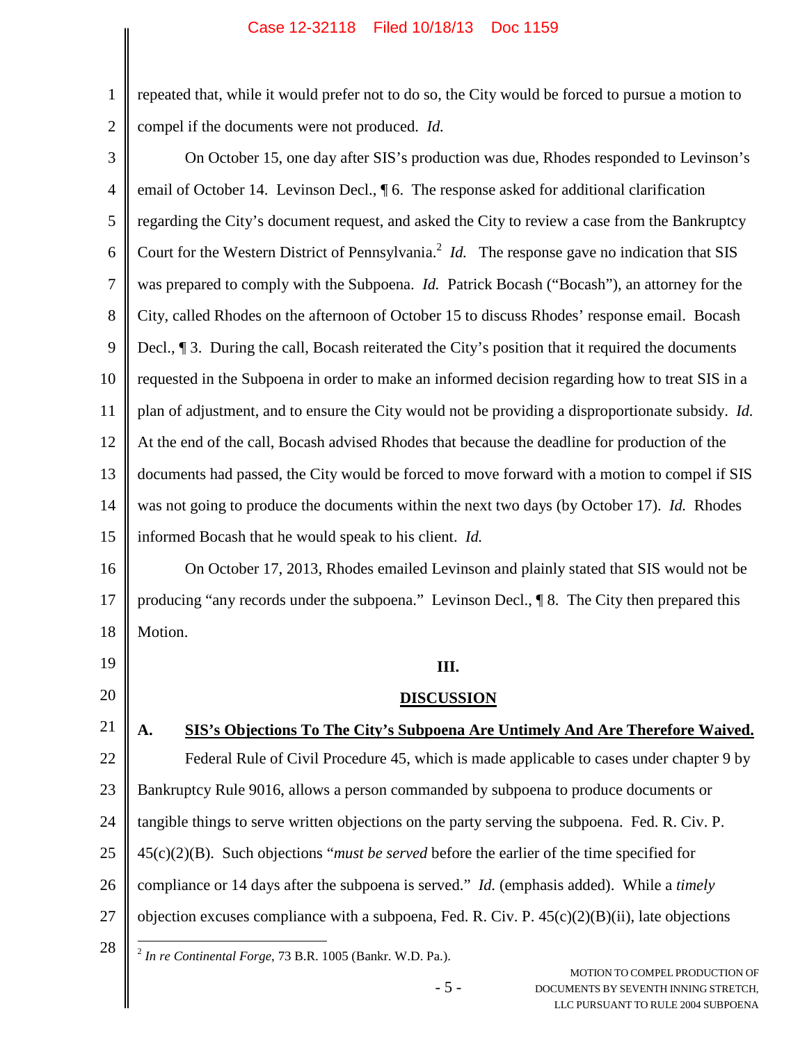repeated that, while it would prefer not to do so, the City would be forced to pursue a motion to compel if the documents were not produced. *Id.*

On October 15, one day after SIS's production was due, Rhodes responded to Levinson's email of October 14. Levinson Decl., ¶ 6. The response asked for additional clarification regarding the City's document request, and asked the City to review a case from the Bankruptcy Court for the Western District of Pennsylvania.[2] *Id.* The response gave no indication that SIS was prepared to comply with the Subpoena. *Id.* Patrick Bocash ("Bocash"), an attorney for the City, called Rhodes on the afternoon of October 15 to discuss Rhodes' response email. Bocash Decl., ¶ 3. During the call, Bocash reiterated the City's position that it required the documents requested in the Subpoena in order to make an informed decision regarding how to treat SIS in a plan of adjustment, and to ensure the City would not be providing a disproportionate subsidy. *Id.* At the end of the call, Bocash advised Rhodes that because the deadline for production of the documents had passed, the City would be forced to move forward with a motion to compel if SIS was not going to produce the documents within the next two days (by October 17). *Id.* Rhodes informed Bocash that he would speak to his client. *Id.*

On October 17, 2013, Rhodes emailed Levinson and plainly stated that SIS would not be producing "any records under the subpoena." Levinson Decl., ¶ 8. The City then prepared this Motion.

## III.

## DISCUSSION

### A. SIS's Objections To The City's Subpoena Are Untimely And Are Therefore Waived.

Federal Rule of Civil Procedure 45, which is made applicable to cases under chapter 9 by Bankruptcy Rule 9016, allows a person commanded by subpoena to produce documents or tangible things to serve written objections on the party serving the subpoena. Fed. R. Civ. P. 45(c)(2)(B). Such objections "*must be served* before the earlier of the time specified for compliance or 14 days after the subpoena is served." *Id.* (emphasis added). While a *timely* objection excuses compliance with a subpoena, Fed. R. Civ. P. 45(c)(2)(B)(ii), late objections

[2] *In re Continental Forge*, 73 B.R. 1005 (Bankr. W.D. Pa.).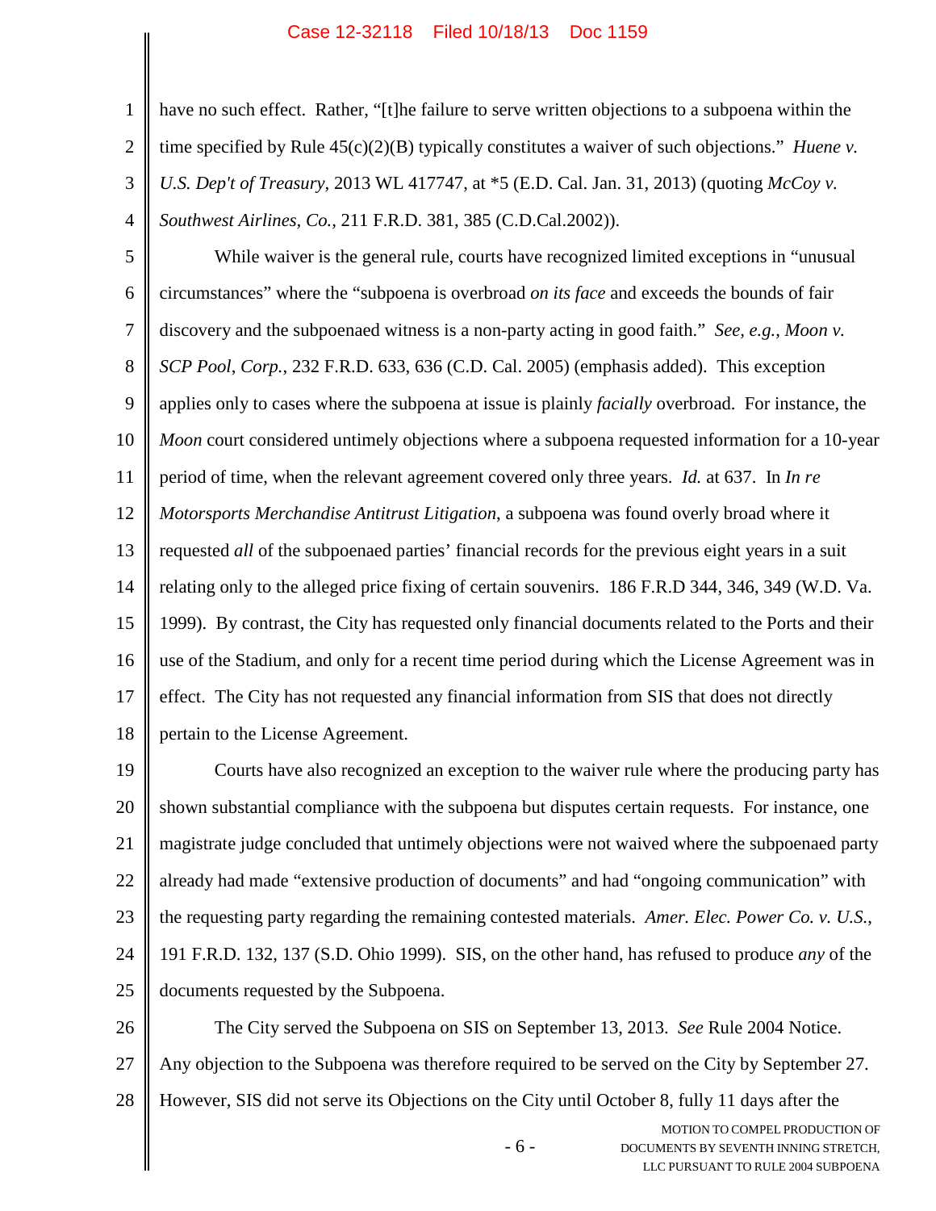have no such effect. Rather, "[t]he failure to serve written objections to a subpoena within the time specified by Rule 45(c)(2)(B) typically constitutes a waiver of such objections." *Huene v. U.S. Dep't of Treasury*, 2013 WL 417747, at *5 (E.D. Cal. Jan. 31, 2013) (quoting *McCoy v. Southwest Airlines, Co.*, 211 F.R.D. 381, 385 (C.D.Cal.2002)).

While waiver is the general rule, courts have recognized limited exceptions in "unusual circumstances" where the "subpoena is overbroad *on its face* and exceeds the bounds of fair discovery and the subpoenaed witness is a non-party acting in good faith." *See, e.g., Moon v. SCP Pool, Corp.*, 232 F.R.D. 633, 636 (C.D. Cal. 2005) (emphasis added). This exception applies only to cases where the subpoena at issue is plainly *facially* overbroad. For instance, the *Moon* court considered untimely objections where a subpoena requested information for a 10-year period of time, when the relevant agreement covered only three years. *Id.* at 637. In *In re Motorsports Merchandise Antitrust Litigation*, a subpoena was found overly broad where it requested *all* of the subpoenaed parties' financial records for the previous eight years in a suit relating only to the alleged price fixing of certain souvenirs. 186 F.R.D 344, 346, 349 (W.D. Va. 1999). By contrast, the City has requested only financial documents related to the Ports and their use of the Stadium, and only for a recent time period during which the License Agreement was in effect. The City has not requested any financial information from SIS that does not directly pertain to the License Agreement.

Courts have also recognized an exception to the waiver rule where the producing party has shown substantial compliance with the subpoena but disputes certain requests. For instance, one magistrate judge concluded that untimely objections were not waived where the subpoenaed party already had made "extensive production of documents" and had "ongoing communication" with the requesting party regarding the remaining contested materials. *Amer. Elec. Power Co. v. U.S.*, 191 F.R.D. 132, 137 (S.D. Ohio 1999). SIS, on the other hand, has refused to produce *any* of the documents requested by the Subpoena.

The City served the Subpoena on SIS on September 13, 2013. *See* Rule 2004 Notice. Any objection to the Subpoena was therefore required to be served on the City by September 27. However, SIS did not serve its Objections on the City until October 8, fully 11 days after the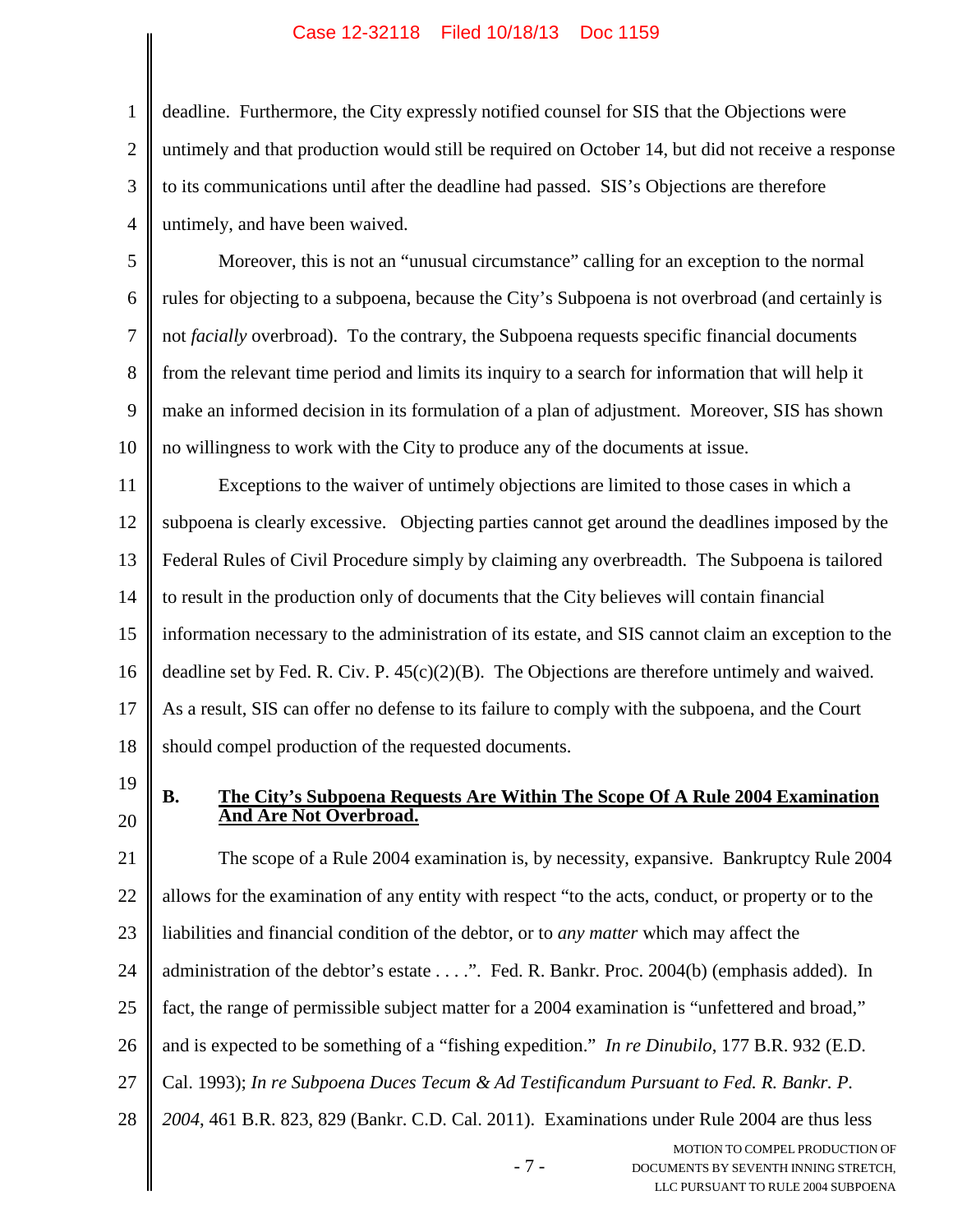deadline. Furthermore, the City expressly notified counsel for SIS that the Objections were untimely and that production would still be required on October 14, but did not receive a response to its communications until after the deadline had passed. SIS's Objections are therefore untimely, and have been waived.

Moreover, this is not an "unusual circumstance" calling for an exception to the normal rules for objecting to a subpoena, because the City's Subpoena is not overbroad (and certainly is not *facially* overbroad). To the contrary, the Subpoena requests specific financial documents from the relevant time period and limits its inquiry to a search for information that will help it make an informed decision in its formulation of a plan of adjustment. Moreover, SIS has shown no willingness to work with the City to produce any of the documents at issue.

Exceptions to the waiver of untimely objections are limited to those cases in which a subpoena is clearly excessive. Objecting parties cannot get around the deadlines imposed by the Federal Rules of Civil Procedure simply by claiming any overbreadth. The Subpoena is tailored to result in the production only of documents that the City believes will contain financial information necessary to the administration of its estate, and SIS cannot claim an exception to the deadline set by Fed. R. Civ. P. 45(c)(2)(B). The Objections are therefore untimely and waived. As a result, SIS can offer no defense to its failure to comply with the subpoena, and the Court should compel production of the requested documents.

**B. <u>The City's Subpoena Requests Are Within The Scope Of A Rule 2004 Examination And Are Not Overbroad.</u>**

The scope of a Rule 2004 examination is, by necessity, expansive. Bankruptcy Rule 2004 allows for the examination of any entity with respect "to the acts, conduct, or property or to the liabilities and financial condition of the debtor, or to *any matter* which may affect the administration of the debtor's estate . . . .". Fed. R. Bankr. Proc. 2004(b) (emphasis added). In fact, the range of permissible subject matter for a 2004 examination is "unfettered and broad," and is expected to be something of a "fishing expedition." *In re Dinubilo*, 177 B.R. 932 (E.D. Cal. 1993); *In re Subpoena Duces Tecum & Ad Testificandum Pursuant to Fed. R. Bankr. P. 2004*, 461 B.R. 823, 829 (Bankr. C.D. Cal. 2011). Examinations under Rule 2004 are thus less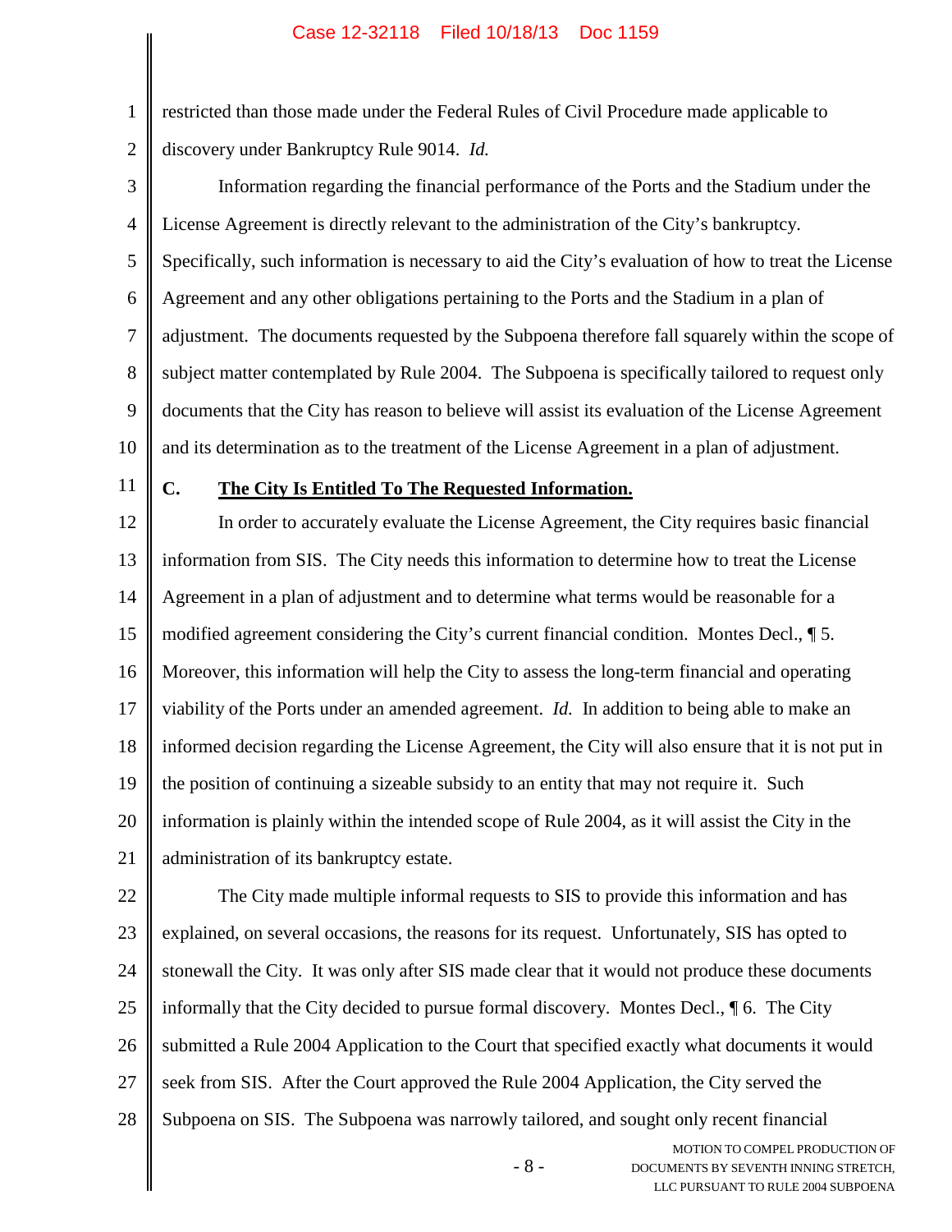restricted than those made under the Federal Rules of Civil Procedure made applicable to discovery under Bankruptcy Rule 9014. *Id.*

Information regarding the financial performance of the Ports and the Stadium under the License Agreement is directly relevant to the administration of the City's bankruptcy. Specifically, such information is necessary to aid the City's evaluation of how to treat the License Agreement and any other obligations pertaining to the Ports and the Stadium in a plan of adjustment. The documents requested by the Subpoena therefore fall squarely within the scope of subject matter contemplated by Rule 2004. The Subpoena is specifically tailored to request only documents that the City has reason to believe will assist its evaluation of the License Agreement and its determination as to the treatment of the License Agreement in a plan of adjustment.

## C. The City Is Entitled To The Requested Information.

In order to accurately evaluate the License Agreement, the City requires basic financial information from SIS. The City needs this information to determine how to treat the License Agreement in a plan of adjustment and to determine what terms would be reasonable for a modified agreement considering the City's current financial condition. Montes Decl., ¶ 5. Moreover, this information will help the City to assess the long-term financial and operating viability of the Ports under an amended agreement. *Id.* In addition to being able to make an informed decision regarding the License Agreement, the City will also ensure that it is not put in the position of continuing a sizeable subsidy to an entity that may not require it. Such information is plainly within the intended scope of Rule 2004, as it will assist the City in the administration of its bankruptcy estate.

The City made multiple informal requests to SIS to provide this information and has explained, on several occasions, the reasons for its request. Unfortunately, SIS has opted to stonewall the City. It was only after SIS made clear that it would not produce these documents informally that the City decided to pursue formal discovery. Montes Decl., ¶ 6. The City submitted a Rule 2004 Application to the Court that specified exactly what documents it would seek from SIS. After the Court approved the Rule 2004 Application, the City served the Subpoena on SIS. The Subpoena was narrowly tailored, and sought only recent financial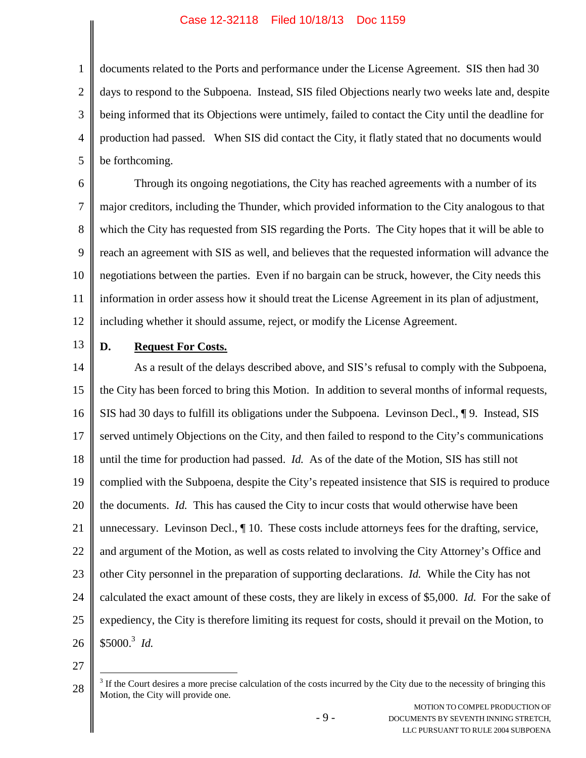documents related to the Ports and performance under the License Agreement. SIS then had 30 days to respond to the Subpoena. Instead, SIS filed Objections nearly two weeks late and, despite being informed that its Objections were untimely, failed to contact the City until the deadline for production had passed. When SIS did contact the City, it flatly stated that no documents would be forthcoming.

Through its ongoing negotiations, the City has reached agreements with a number of its major creditors, including the Thunder, which provided information to the City analogous to that which the City has requested from SIS regarding the Ports. The City hopes that it will be able to reach an agreement with SIS as well, and believes that the requested information will advance the negotiations between the parties. Even if no bargain can be struck, however, the City needs this information in order assess how it should treat the License Agreement in its plan of adjustment, including whether it should assume, reject, or modify the License Agreement.

### D. Request For Costs.

As a result of the delays described above, and SIS's refusal to comply with the Subpoena, the City has been forced to bring this Motion. In addition to several months of informal requests, SIS had 30 days to fulfill its obligations under the Subpoena. Levinson Decl., ¶ 9. Instead, SIS served untimely Objections on the City, and then failed to respond to the City's communications until the time for production had passed. *Id.* As of the date of the Motion, SIS has still not complied with the Subpoena, despite the City's repeated insistence that SIS is required to produce the documents. *Id.* This has caused the City to incur costs that would otherwise have been unnecessary. Levinson Decl., ¶ 10. These costs include attorneys fees for the drafting, service, and argument of the Motion, as well as costs related to involving the City Attorney's Office and other City personnel in the preparation of supporting declarations. *Id.* While the City has not calculated the exact amount of these costs, they are likely in excess of $5,000. *Id.* For the sake of expediency, the City is therefore limiting its request for costs, should it prevail on the Motion, to $5000.[3] *Id.*

---

[3] If the Court desires a more precise calculation of the costs incurred by the City due to the necessity of bringing this Motion, the City will provide one.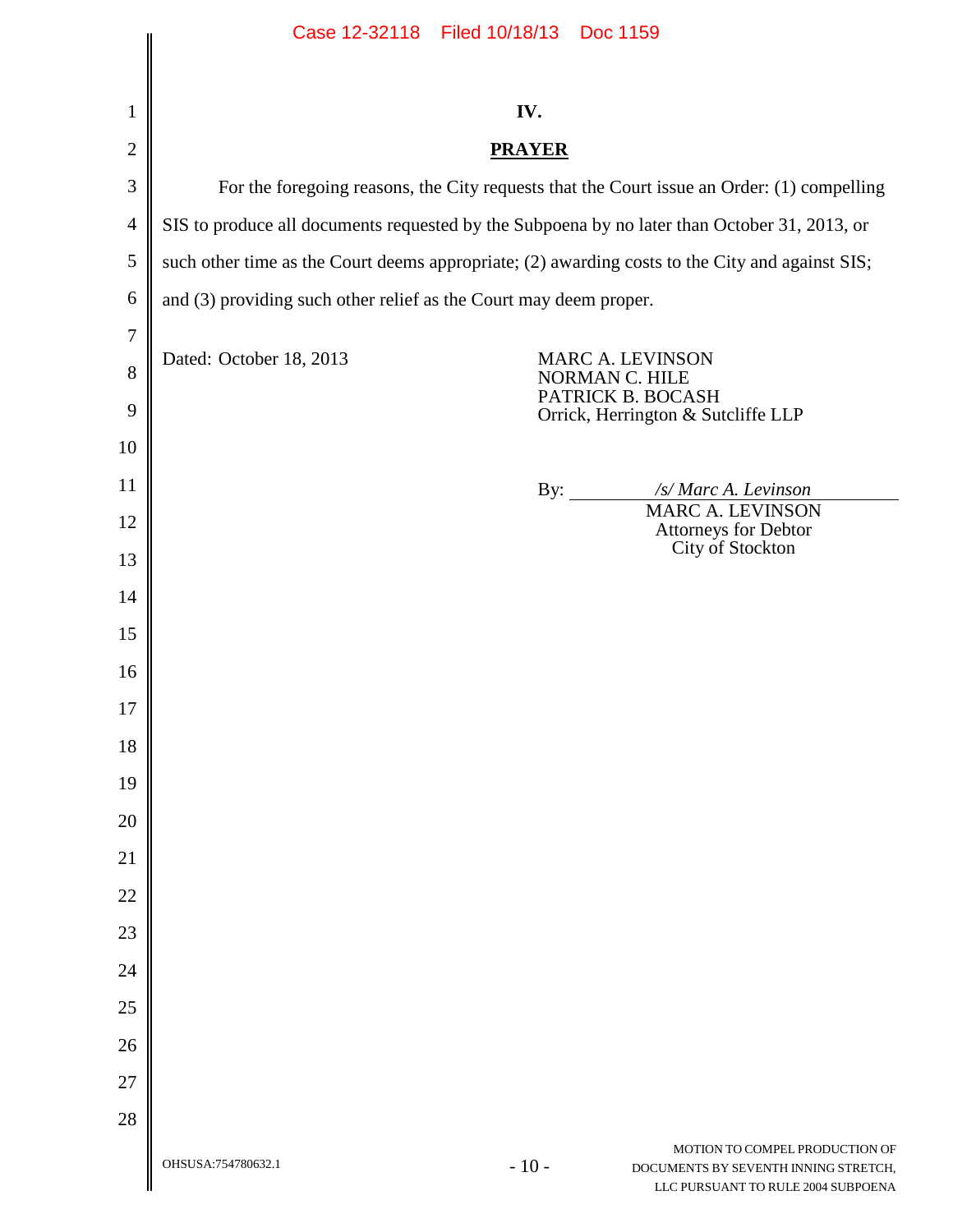## IV.

## PRAYER

For the foregoing reasons, the City requests that the Court issue an Order: (1) compelling SIS to produce all documents requested by the Subpoena by no later than October 31, 2013, or such other time as the Court deems appropriate; (2) awarding costs to the City and against SIS; and (3) providing such other relief as the Court may deem proper.

Dated: October 18, 2013

MARC A. LEVINSON
NORMAN C. HILE
PATRICK B. BOCASH
Orrick, Herrington & Sutcliffe LLP

By: */s/ Marc A. Levinson*
MARC A. LEVINSON
Attorneys for Debtor
City of Stockton